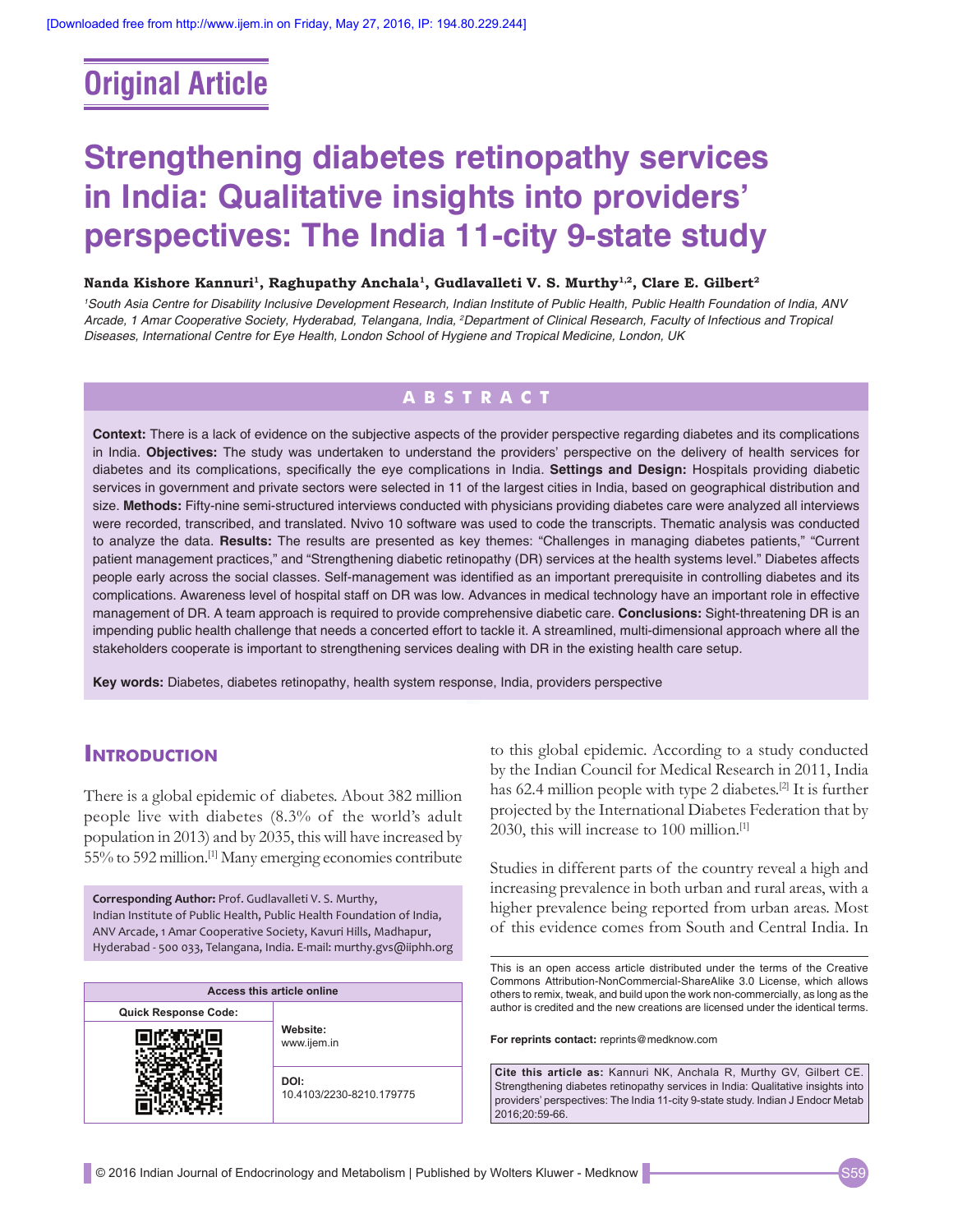Original Article

# Strengthening diabetes retinopathy services in India: Qualitative insights into providers' perspectives: The India 11-city 9-state study

**Nanda Kishore Kannuri[1], Raghupathy Anchala[1], Gudlavalleti V. S. Murthy[1,2], Clare E. Gilbert[2]**

*[1]South Asia Centre for Disability Inclusive Development Research, Indian Institute of Public Health, Public Health Foundation of India, ANV Arcade, 1 Amar Cooperative Society, Hyderabad, Telangana, India, [2]Department of Clinical Research, Faculty of Infectious and Tropical Diseases, International Centre for Eye Health, London School of Hygiene and Tropical Medicine, London, UK*

## ABSTRACT

**Context:** There is a lack of evidence on the subjective aspects of the provider perspective regarding diabetes and its complications in India. **Objectives:** The study was undertaken to understand the providers' perspective on the delivery of health services for diabetes and its complications, specifically the eye complications in India. **Settings and Design:** Hospitals providing diabetic services in government and private sectors were selected in 11 of the largest cities in India, based on geographical distribution and size. **Methods:** Fifty-nine semi-structured interviews conducted with physicians providing diabetes care were analyzed all interviews were recorded, transcribed, and translated. Nvivo 10 software was used to code the transcripts. Thematic analysis was conducted to analyze the data. **Results:** The results are presented as key themes: "Challenges in managing diabetes patients," "Current patient management practices," and "Strengthening diabetic retinopathy (DR) services at the health systems level." Diabetes affects people early across the social classes. Self-management was identified as an important prerequisite in controlling diabetes and its complications. Awareness level of hospital staff on DR was low. Advances in medical technology have an important role in effective management of DR. A team approach is required to provide comprehensive diabetic care. **Conclusions:** Sight-threatening DR is an impending public health challenge that needs a concerted effort to tackle it. A streamlined, multi-dimensional approach where all the stakeholders cooperate is important to strengthening services dealing with DR in the existing health care setup.

**Key words:** Diabetes, diabetes retinopathy, health system response, India, providers perspective

## Introduction

There is a global epidemic of diabetes. About 382 million people live with diabetes (8.3% of the world's adult population in 2013) and by 2035, this will have increased by 55% to 592 million.[1] Many emerging economies contribute to this global epidemic. According to a study conducted by the Indian Council for Medical Research in 2011, India has 62.4 million people with type 2 diabetes.[2] It is further projected by the International Diabetes Federation that by 2030, this will increase to 100 million.[1]

Studies in different parts of the country reveal a high and increasing prevalence in both urban and rural areas, with a higher prevalence being reported from urban areas. Most of this evidence comes from South and Central India. In

**Corresponding Author:** Prof. Gudlavalleti V. S. Murthy, Indian Institute of Public Health, Public Health Foundation of India, ANV Arcade, 1 Amar Cooperative Society, Kavuri Hills, Madhapur, Hyderabad - 500 033, Telangana, India. E-mail: murthy.gvs@iiphh.org

| Access this article online | |
|---|---|
| Quick Response Code: | Website: www.ijem.in |
| | DOI: 10.4103/2230-8210.179775 |

This is an open access article distributed under the terms of the Creative Commons Attribution-NonCommercial-ShareAlike 3.0 License, which allows others to remix, tweak, and build upon the work non-commercially, as long as the author is credited and the new creations are licensed under the identical terms.

**For reprints contact:** reprints@medknow.com

**Cite this article as:** Kannuri NK, Anchala R, Murthy GV, Gilbert CE. Strengthening diabetes retinopathy services in India: Qualitative insights into providers' perspectives: The India 11-city 9-state study. Indian J Endocr Metab 2016;20:59-66.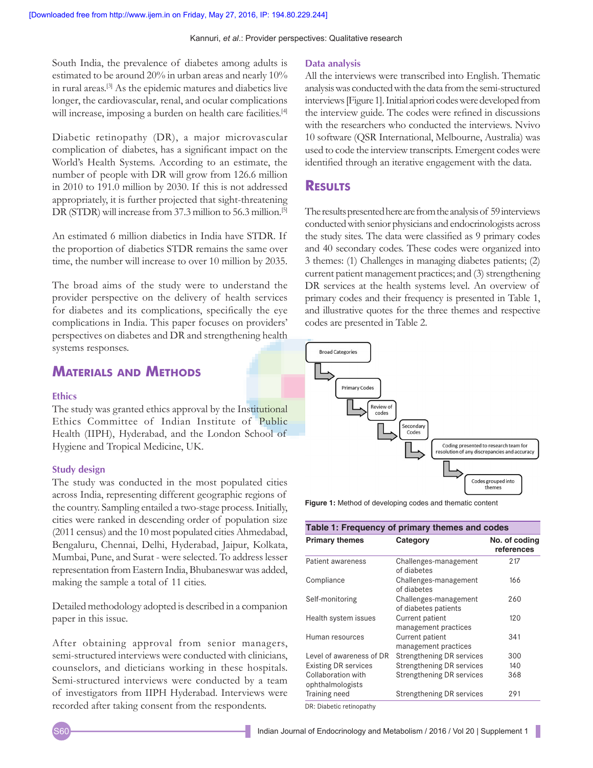South India, the prevalence of diabetes among adults is estimated to be around 20% in urban areas and nearly 10% in rural areas.[3] As the epidemic matures and diabetics live longer, the cardiovascular, renal, and ocular complications will increase, imposing a burden on health care facilities.[4]

Diabetic retinopathy (DR), a major microvascular complication of diabetes, has a significant impact on the World's Health Systems. According to an estimate, the number of people with DR will grow from 126.6 million in 2010 to 191.0 million by 2030. If this is not addressed appropriately, it is further projected that sight-threatening DR (STDR) will increase from 37.3 million to 56.3 million.[5]

An estimated 6 million diabetics in India have STDR. If the proportion of diabetics STDR remains the same over time, the number will increase to over 10 million by 2035.

The broad aims of the study were to understand the provider perspective on the delivery of health services for diabetes and its complications, specifically the eye complications in India. This paper focuses on providers' perspectives on diabetes and DR and strengthening health systems responses.

## Materials and Methods

### Ethics

The study was granted ethics approval by the Institutional Ethics Committee of Indian Institute of Public Health (IIPH), Hyderabad, and the London School of Hygiene and Tropical Medicine, UK.

### Study design

The study was conducted in the most populated cities across India, representing different geographic regions of the country. Sampling entailed a two-stage process. Initially, cities were ranked in descending order of population size (2011 census) and the 10 most populated cities Ahmedabad, Bengaluru, Chennai, Delhi, Hyderabad, Jaipur, Kolkata, Mumbai, Pune, and Surat - were selected. To address lesser representation from Eastern India, Bhubaneswar was added, making the sample a total of 11 cities.

Detailed methodology adopted is described in a companion paper in this issue.

After obtaining approval from senior managers, semi-structured interviews were conducted with clinicians, counselors, and dieticians working in these hospitals. Semi-structured interviews were conducted by a team of investigators from IIPH Hyderabad. Interviews were recorded after taking consent from the respondents.

### Data analysis

All the interviews were transcribed into English. Thematic analysis was conducted with the data from the semi-structured interviews [Figure 1]. Initial apriori codes were developed from the interview guide. The codes were refined in discussions with the researchers who conducted the interviews. Nvivo 10 software (QSR International, Melbourne, Australia) was used to code the interview transcripts. Emergent codes were identified through an iterative engagement with the data.

## Results

The results presented here are from the analysis of 59 interviews conducted with senior physicians and endocrinologists across the study sites. The data were classified as 9 primary codes and 40 secondary codes. These codes were organized into 3 themes: (1) Challenges in managing diabetes patients; (2) current patient management practices; and (3) strengthening DR services at the health systems level. An overview of primary codes and their frequency is presented in Table 1, and illustrative quotes for the three themes and respective codes are presented in Table 2.

Broad Categories → Primary Codes → Review of codes → Secondary Codes → Coding presented to research team for resolution of any discrepancies and accuracy → Codes grouped into themes

**Figure 1:** Method of developing codes and thematic content

**Table 1: Frequency of primary themes and codes**

| Primary themes | Category | No. of coding references |
|---|---|---|
| Patient awareness | Challenges-management of diabetes | 217 |
| Compliance | Challenges-management of diabetes | 166 |
| Self-monitoring | Challenges-management of diabetes patients | 260 |
| Health system issues | Current patient management practices | 120 |
| Human resources | Current patient management practices | 341 |
| Level of awareness of DR | Strengthening DR services | 300 |
| Existing DR services | Strengthening DR services | 140 |
| Collaboration with ophthalmologists | Strengthening DR services | 368 |
| Training need | Strengthening DR services | 291 |

DR: Diabetic retinopathy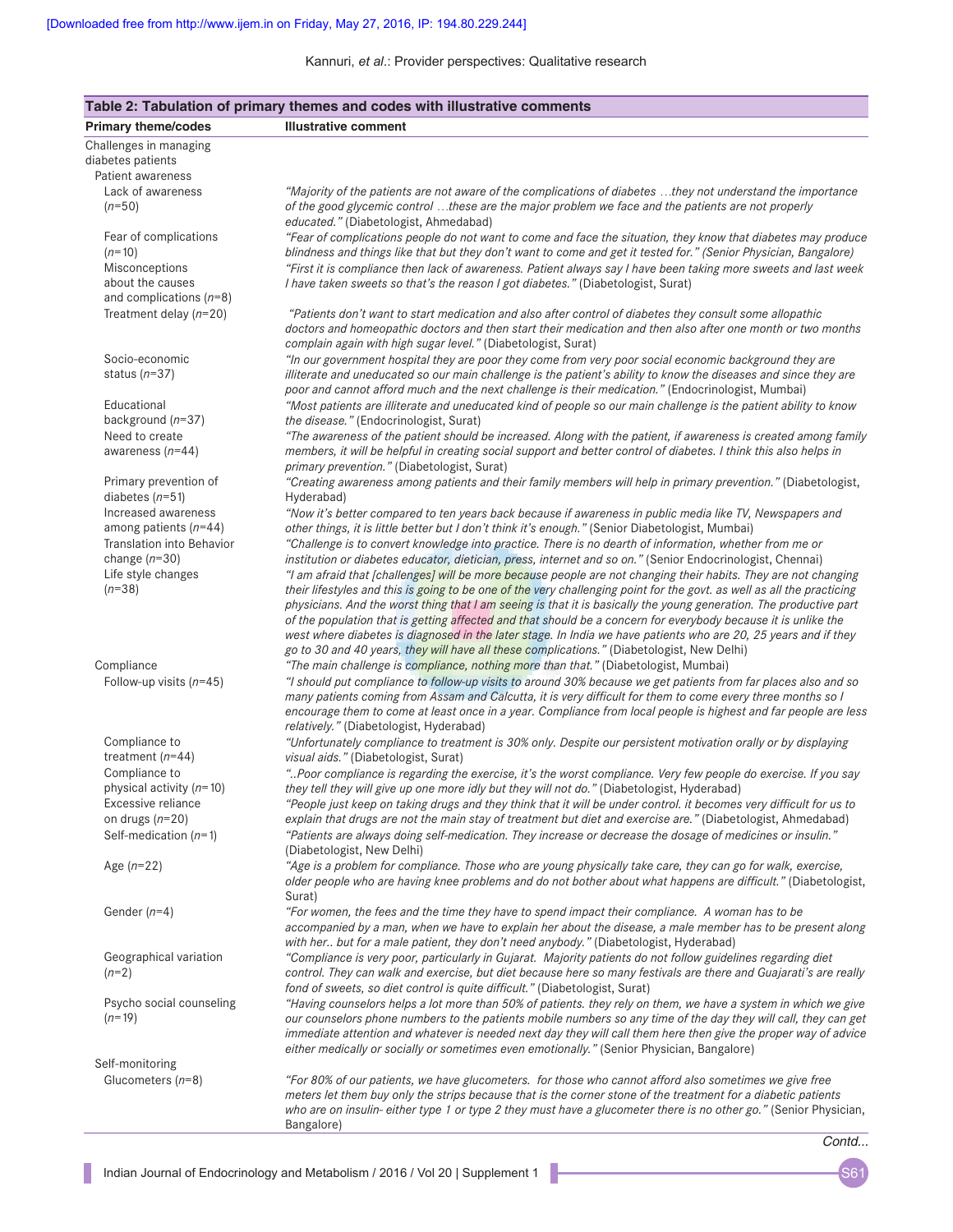**Table 2: Tabulation of primary themes and codes with illustrative comments**

| Primary theme/codes | Illustrative comment |
|---|---|
| Challenges in managing diabetes patients | |
| Patient awareness | |
| Lack of awareness (*n*=50) | *"Majority of the patients are not aware of the complications of diabetes …they not understand the importance of the good glycemic control …these are the major problem we face and the patients are not properly educated."* (Diabetologist, Ahmedabad) |
| Fear of complications (*n*=10) | *"Fear of complications people do not want to come and face the situation, they know that diabetes may produce blindness and things like that but they don't want to come and get it tested for." (Senior Physician, Bangalore)* |
| Misconceptions about the causes and complications (*n*=8) | *"First it is compliance then lack of awareness. Patient always say I have been taking more sweets and last week I have taken sweets so that's the reason I got diabetes."* (Diabetologist, Surat) |
| Treatment delay (*n*=20) | *"Patients don't want to start medication and also after control of diabetes they consult some allopathic doctors and homeopathic doctors and then start their medication and then also after one month or two months complain again with high sugar level."* (Diabetologist, Surat) |
| Socio-economic status (*n*=37) | *"In our government hospital they are poor they come from very poor social economic background they are illiterate and uneducated so our main challenge is the patient's ability to know the diseases and since they are poor and cannot afford much and the next challenge is their medication."* (Endocrinologist, Mumbai) |
| Educational background (*n*=37) | *"Most patients are illiterate and uneducated kind of people so our main challenge is the patient ability to know the disease."* (Endocrinologist, Surat) |
| Need to create awareness (*n*=44) | *"The awareness of the patient should be increased. Along with the patient, if awareness is created among family members, it will be helpful in creating social support and better control of diabetes. I think this also helps in primary prevention."* (Diabetologist, Surat) |
| Primary prevention of diabetes (*n*=51) | *"Creating awareness among patients and their family members will help in primary prevention."* (Diabetologist, Hyderabad) |
| Increased awareness among patients (*n*=44) | *"Now it's better compared to ten years back because if awareness in public media like TV, Newspapers and other things, it is little better but I don't think it's enough."* (Senior Diabetologist, Mumbai) |
| Translation into Behavior change (*n*=30) | *"Challenge is to convert knowledge into practice. There is no dearth of information, whether from me or institution or diabetes educator, dietician, press, internet and so on."* (Senior Endocrinologist, Chennai) |
| Life style changes (*n*=38) | *"I am afraid that [challenges] will be more because people are not changing their habits. They are not changing their lifestyles and this is going to be one of the very challenging point for the govt. as well as all the practicing physicians. And the worst thing that I am seeing is that it is basically the young generation. The productive part of the population that is getting affected and that should be a concern for everybody because it is unlike the west where diabetes is diagnosed in the later stage. In India we have patients who are 20, 25 years and if they go to 30 and 40 years, they will have all these complications."* (Diabetologist, New Delhi) |
| Compliance | *"The main challenge is compliance, nothing more than that."* (Diabetologist, Mumbai) |
| Follow-up visits (*n*=45) | *"I should put compliance to follow-up visits to around 30% because we get patients from far places also and so many patients coming from Assam and Calcutta, it is very difficult for them to come every three months so I encourage them to come at least once in a year. Compliance from local people is highest and far people are less relatively."* (Diabetologist, Hyderabad) |
| Compliance to treatment (*n*=44) | *"Unfortunately compliance to treatment is 30% only. Despite our persistent motivation orally or by displaying visual aids."* (Diabetologist, Surat) |
| Compliance to physical activity (*n*=10) | *"..Poor compliance is regarding the exercise, it's the worst compliance. Very few people do exercise. If you say they tell they will give up one more idly but they will not do."* (Diabetologist, Hyderabad) |
| Excessive reliance on drugs (*n*=20) | *"People just keep on taking drugs and they think that it will be under control. it becomes very difficult for us to explain that drugs are not the main stay of treatment but diet and exercise are."* (Diabetologist, Ahmedabad) |
| Self-medication (*n*=1) | *"Patients are always doing self-medication. They increase or decrease the dosage of medicines or insulin."* (Diabetologist, New Delhi) |
| Age (*n*=22) | *"Age is a problem for compliance. Those who are young physically take care, they can go for walk, exercise, older people who are having knee problems and do not bother about what happens are difficult."* (Diabetologist, Surat) |
| Gender (*n*=4) | *"For women, the fees and the time they have to spend impact their compliance. A woman has to be accompanied by a man, when we have to explain her about the disease, a male member has to be present along with her.. but for a male patient, they don't need anybody."* (Diabetologist, Hyderabad) |
| Geographical variation (*n*=2) | *"Compliance is very poor, particularly in Gujarat. Majority patients do not follow guidelines regarding diet control. They can walk and exercise, but diet because here so many festivals are there and Guajarati's are really fond of sweets, so diet control is quite difficult."* (Diabetologist, Surat) |
| Psycho social counseling (*n*=19) | *"Having counselors helps a lot more than 50% of patients. they rely on them, we have a system in which we give our counselors phone numbers to the patients mobile numbers so any time of the day they will call, they can get immediate attention and whatever is needed next day they will call them here then give the proper way of advice either medically or socially or sometimes even emotionally."* (Senior Physician, Bangalore) |
| Self-monitoring | |
| Glucometers (*n*=8) | *"For 80% of our patients, we have glucometers. for those who cannot afford also sometimes we give free meters let them buy only the strips because that is the corner stone of the treatment for a diabetic patients who are on insulin- either type 1 or type 2 they must have a glucometer there is no other go."* (Senior Physician, Bangalore) |

*Contd...*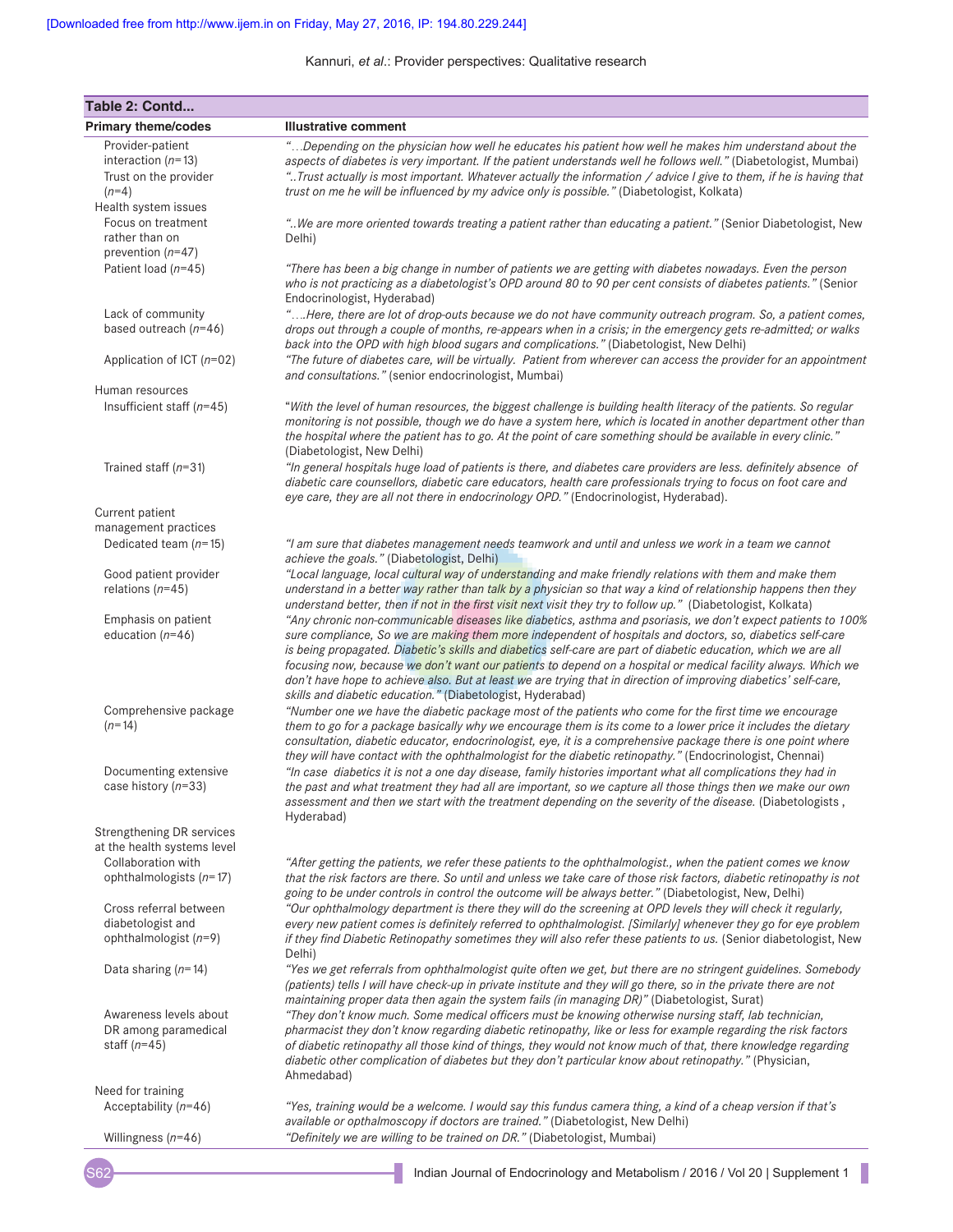**Table 2: Contd...**

| Primary theme/codes | Illustrative comment |
|---|---|
| Provider-patient interaction (*n*=13) | *"…Depending on the physician how well he educates his patient how well he makes him understand about the aspects of diabetes is very important. If the patient understands well he follows well."* (Diabetologist, Mumbai) |
| Trust on the provider (*n*=4) | *"..Trust actually is most important. Whatever actually the information / advice I give to them, if he is having that trust on me he will be influenced by my advice only is possible."* (Diabetologist, Kolkata) |
| Health system issues | |
| Focus on treatment rather than on prevention (*n*=47) | *"..We are more oriented towards treating a patient rather than educating a patient."* (Senior Diabetologist, New Delhi) |
| Patient load (*n*=45) | *"There has been a big change in number of patients we are getting with diabetes nowadays. Even the person who is not practicing as a diabetologist's OPD around 80 to 90 per cent consists of diabetes patients."* (Senior Endocrinologist, Hyderabad) |
| Lack of community based outreach (*n*=46) | *"….Here, there are lot of drop-outs because we do not have community outreach program. So, a patient comes, drops out through a couple of months, re-appears when in a crisis; in the emergency gets re-admitted; or walks back into the OPD with high blood sugars and complications."* (Diabetologist, New Delhi) |
| Application of ICT (*n*=02) | *"The future of diabetes care, will be virtually. Patient from wherever can access the provider for an appointment and consultations."* (senior endocrinologist, Mumbai) |
| Human resources | |
| Insufficient staff (*n*=45) | "*With the level of human resources, the biggest challenge is building health literacy of the patients. So regular monitoring is not possible, though we do have a system here, which is located in another department other than the hospital where the patient has to go. At the point of care something should be available in every clinic."* (Diabetologist, New Delhi) |
| Trained staff (*n*=31) | *"In general hospitals huge load of patients is there, and diabetes care providers are less. definitely absence of diabetic care counsellors, diabetic care educators, health care professionals trying to focus on foot care and eye care, they are all not there in endocrinology OPD."* (Endocrinologist, Hyderabad). |
| Current patient management practices | |
| Dedicated team (*n*=15) | *"I am sure that diabetes management needs teamwork and until and unless we work in a team we cannot achieve the goals."* (Diabetologist, Delhi) |
| Good patient provider relations (*n*=45) | *"Local language, local cultural way of understanding and make friendly relations with them and make them understand in a better way rather than talk by a physician so that way a kind of relationship happens then they understand better, then if not in the first visit next visit they try to follow up."* (Diabetologist, Kolkata) |
| Emphasis on patient education (*n*=46) | *"Any chronic non-communicable diseases like diabetics, asthma and psoriasis, we don't expect patients to 100% sure compliance, So we are making them more independent of hospitals and doctors, so, diabetics self-care is being propagated. Diabetic's skills and diabetics self-care are part of diabetic education, which we are all focusing now, because we don't want our patients to depend on a hospital or medical facility always. Which we don't have hope to achieve also. But at least we are trying that in direction of improving diabetics' self-care, skills and diabetic education."* (Diabetologist, Hyderabad) |
| Comprehensive package (*n*=14) | *"Number one we have the diabetic package most of the patients who come for the first time we encourage them to go for a package basically why we encourage them is its come to a lower price it includes the dietary consultation, diabetic educator, endocrinologist, eye, it is a comprehensive package there is one point where they will have contact with the ophthalmologist for the diabetic retinopathy."* (Endocrinologist, Chennai) |
| Documenting extensive case history (*n*=33) | *"In case diabetics it is not a one day disease, family histories important what all complications they had in the past and what treatment they had all are important, so we capture all those things then we make our own assessment and then we start with the treatment depending on the severity of the disease.* (Diabetologists , Hyderabad) |
| Strengthening DR services at the health systems level | |
| Collaboration with ophthalmologists (*n*=17) | *"After getting the patients, we refer these patients to the ophthalmologist., when the patient comes we know that the risk factors are there. So until and unless we take care of those risk factors, diabetic retinopathy is not going to be under controls in control the outcome will be always better."* (Diabetologist, New, Delhi) |
| Cross referral between diabetologist and ophthalmologist (*n*=9) | *"Our ophthalmology department is there they will do the screening at OPD levels they will check it regularly, every new patient comes is definitely referred to ophthalmologist. [Similarly] whenever they go for eye problem if they find Diabetic Retinopathy sometimes they will also refer these patients to us.* (Senior diabetologist, New Delhi) |
| Data sharing (*n*=14) | *"Yes we get referrals from ophthalmologist quite often we get, but there are no stringent guidelines. Somebody (patients) tells I will have check-up in private institute and they will go there, so in the private there are not maintaining proper data then again the system fails (in managing DR)"* (Diabetologist, Surat) |
| Awareness levels about DR among paramedical staff (*n*=45) | *"They don't know much. Some medical officers must be knowing otherwise nursing staff, lab technician, pharmacist they don't know regarding diabetic retinopathy, like or less for example regarding the risk factors of diabetic retinopathy all those kind of things, they would not know much of that, there knowledge regarding diabetic other complication of diabetes but they don't particular know about retinopathy."* (Physician, Ahmedabad) |
| Need for training | |
| Acceptability (*n*=46) | *"Yes, training would be a welcome. I would say this fundus camera thing, a kind of a cheap version if that's available or opthalmoscopy if doctors are trained."* (Diabetologist, New Delhi) |
| Willingness (*n*=46) | *"Definitely we are willing to be trained on DR."* (Diabetologist, Mumbai) |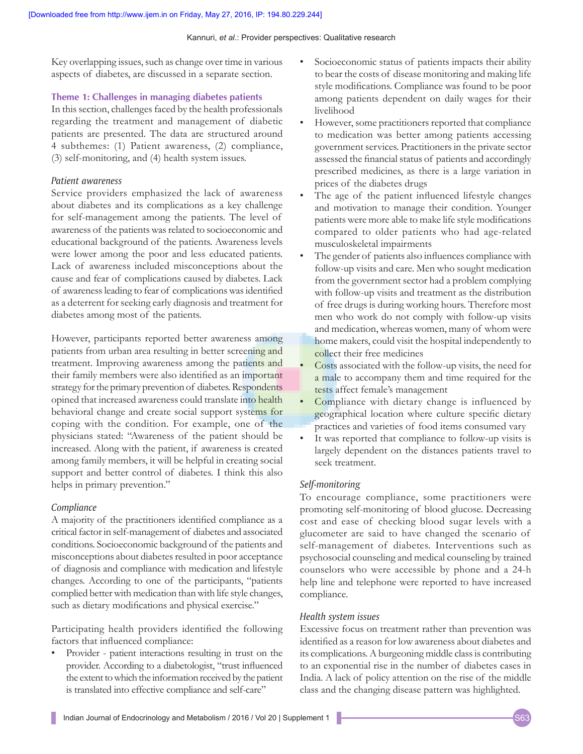Key overlapping issues, such as change over time in various aspects of diabetes, are discussed in a separate section.

### Theme 1: Challenges in managing diabetes patients

In this section, challenges faced by the health professionals regarding the treatment and management of diabetic patients are presented. The data are structured around 4 subthemes: (1) Patient awareness, (2) compliance, (3) self-monitoring, and (4) health system issues.

#### *Patient awareness*

Service providers emphasized the lack of awareness about diabetes and its complications as a key challenge for self-management among the patients. The level of awareness of the patients was related to socioeconomic and educational background of the patients. Awareness levels were lower among the poor and less educated patients. Lack of awareness included misconceptions about the cause and fear of complications caused by diabetes. Lack of awareness leading to fear of complications was identified as a deterrent for seeking early diagnosis and treatment for diabetes among most of the patients.

However, participants reported better awareness among patients from urban area resulting in better screening and treatment. Improving awareness among the patients and their family members were also identified as an important strategy for the primary prevention of diabetes. Respondents opined that increased awareness could translate into health behavioral change and create social support systems for coping with the condition. For example, one of the physicians stated: "Awareness of the patient should be increased. Along with the patient, if awareness is created among family members, it will be helpful in creating social support and better control of diabetes. I think this also helps in primary prevention."

#### *Compliance*

A majority of the practitioners identified compliance as a critical factor in self-management of diabetes and associated conditions. Socioeconomic background of the patients and misconceptions about diabetes resulted in poor acceptance of diagnosis and compliance with medication and lifestyle changes. According to one of the participants, "patients complied better with medication than with life style changes, such as dietary modifications and physical exercise."

Participating health providers identified the following factors that influenced compliance:

- Provider - patient interactions resulting in trust on the provider. According to a diabetologist, "trust influenced the extent to which the information received by the patient is translated into effective compliance and self-care"
- Socioeconomic status of patients impacts their ability to bear the costs of disease monitoring and making life style modifications. Compliance was found to be poor among patients dependent on daily wages for their livelihood
- However, some practitioners reported that compliance to medication was better among patients accessing government services. Practitioners in the private sector assessed the financial status of patients and accordingly prescribed medicines, as there is a large variation in prices of the diabetes drugs
- The age of the patient influenced lifestyle changes and motivation to manage their condition. Younger patients were more able to make life style modifications compared to older patients who had age-related musculoskeletal impairments
- The gender of patients also influences compliance with follow-up visits and care. Men who sought medication from the government sector had a problem complying with follow-up visits and treatment as the distribution of free drugs is during working hours. Therefore most men who work do not comply with follow-up visits and medication, whereas women, many of whom were home makers, could visit the hospital independently to collect their free medicines
- Costs associated with the follow-up visits, the need for a male to accompany them and time required for the tests affect female's management
- Compliance with dietary change is influenced by geographical location where culture specific dietary practices and varieties of food items consumed vary
- It was reported that compliance to follow-up visits is largely dependent on the distances patients travel to seek treatment.

#### *Self-monitoring*

To encourage compliance, some practitioners were promoting self-monitoring of blood glucose. Decreasing cost and ease of checking blood sugar levels with a glucometer are said to have changed the scenario of self-management of diabetes. Interventions such as psychosocial counseling and medical counseling by trained counselors who were accessible by phone and a 24-h help line and telephone were reported to have increased compliance.

#### *Health system issues*

Excessive focus on treatment rather than prevention was identified as a reason for low awareness about diabetes and its complications. A burgeoning middle class is contributing to an exponential rise in the number of diabetes cases in India. A lack of policy attention on the rise of the middle class and the changing disease pattern was highlighted.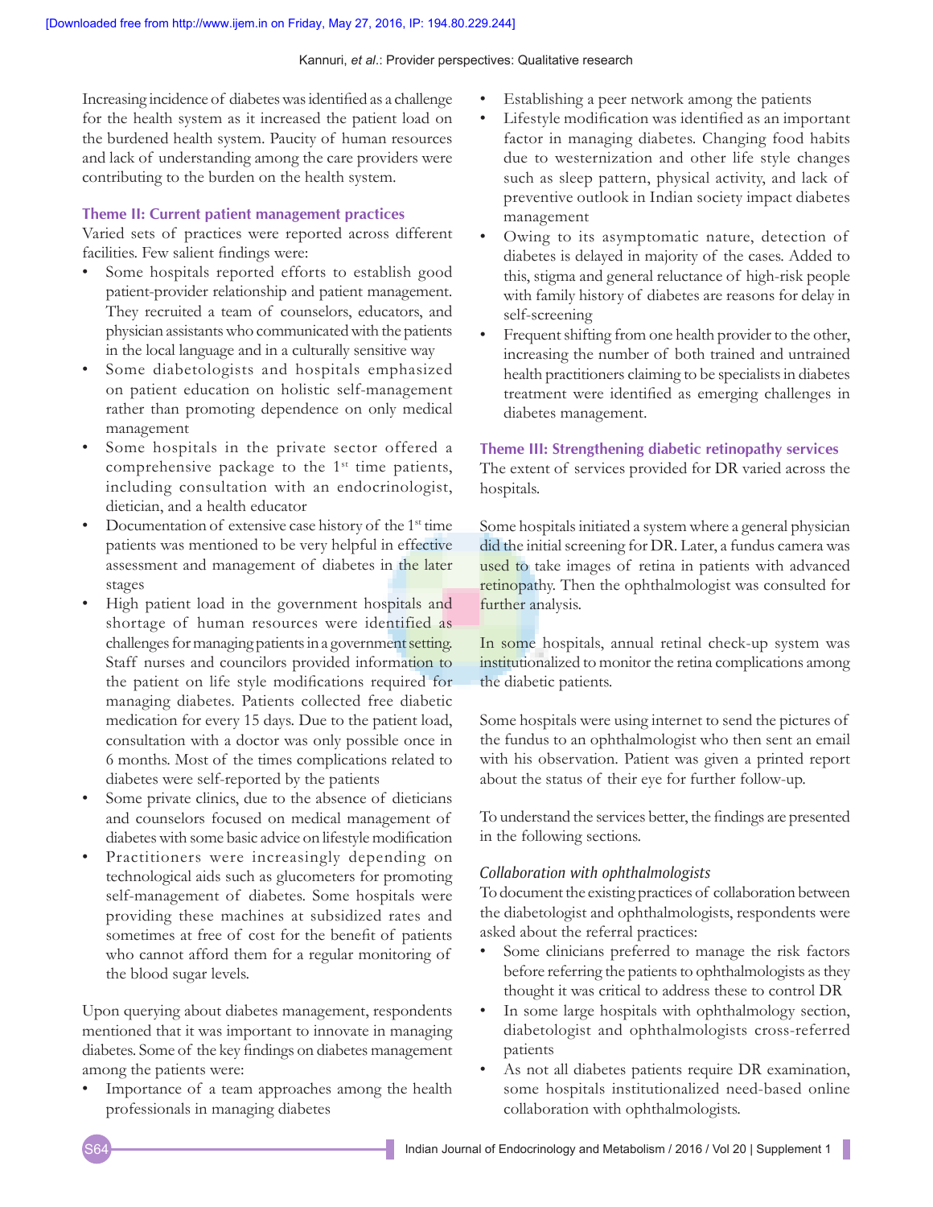Increasing incidence of diabetes was identified as a challenge for the health system as it increased the patient load on the burdened health system. Paucity of human resources and lack of understanding among the care providers were contributing to the burden on the health system.

### Theme II: Current patient management practices

Varied sets of practices were reported across different facilities. Few salient findings were:

- Some hospitals reported efforts to establish good patient-provider relationship and patient management. They recruited a team of counselors, educators, and physician assistants who communicated with the patients in the local language and in a culturally sensitive way
- Some diabetologists and hospitals emphasized on patient education on holistic self-management rather than promoting dependence on only medical management
- Some hospitals in the private sector offered a comprehensive package to the 1st time patients, including consultation with an endocrinologist, dietician, and a health educator
- Documentation of extensive case history of the 1st time patients was mentioned to be very helpful in effective assessment and management of diabetes in the later stages
- High patient load in the government hospitals and shortage of human resources were identified as challenges for managing patients in a government setting. Staff nurses and councilors provided information to the patient on life style modifications required for managing diabetes. Patients collected free diabetic medication for every 15 days. Due to the patient load, consultation with a doctor was only possible once in 6 months. Most of the times complications related to diabetes were self-reported by the patients
- Some private clinics, due to the absence of dieticians and counselors focused on medical management of diabetes with some basic advice on lifestyle modification
- Practitioners were increasingly depending on technological aids such as glucometers for promoting self-management of diabetes. Some hospitals were providing these machines at subsidized rates and sometimes at free of cost for the benefit of patients who cannot afford them for a regular monitoring of the blood sugar levels.

Upon querying about diabetes management, respondents mentioned that it was important to innovate in managing diabetes. Some of the key findings on diabetes management among the patients were:

- Importance of a team approaches among the health professionals in managing diabetes
- Establishing a peer network among the patients
- Lifestyle modification was identified as an important factor in managing diabetes. Changing food habits due to westernization and other life style changes such as sleep pattern, physical activity, and lack of preventive outlook in Indian society impact diabetes management
- Owing to its asymptomatic nature, detection of diabetes is delayed in majority of the cases. Added to this, stigma and general reluctance of high-risk people with family history of diabetes are reasons for delay in self-screening
- Frequent shifting from one health provider to the other, increasing the number of both trained and untrained health practitioners claiming to be specialists in diabetes treatment were identified as emerging challenges in diabetes management.

### Theme III: Strengthening diabetic retinopathy services

The extent of services provided for DR varied across the hospitals.

Some hospitals initiated a system where a general physician did the initial screening for DR. Later, a fundus camera was used to take images of retina in patients with advanced retinopathy. Then the ophthalmologist was consulted for further analysis.

In some hospitals, annual retinal check-up system was institutionalized to monitor the retina complications among the diabetic patients.

Some hospitals were using internet to send the pictures of the fundus to an ophthalmologist who then sent an email with his observation. Patient was given a printed report about the status of their eye for further follow-up.

To understand the services better, the findings are presented in the following sections.

#### *Collaboration with ophthalmologists*

To document the existing practices of collaboration between the diabetologist and ophthalmologists, respondents were asked about the referral practices:

- Some clinicians preferred to manage the risk factors before referring the patients to ophthalmologists as they thought it was critical to address these to control DR
- In some large hospitals with ophthalmology section, diabetologist and ophthalmologists cross-referred patients
- As not all diabetes patients require DR examination, some hospitals institutionalized need-based online collaboration with ophthalmologists.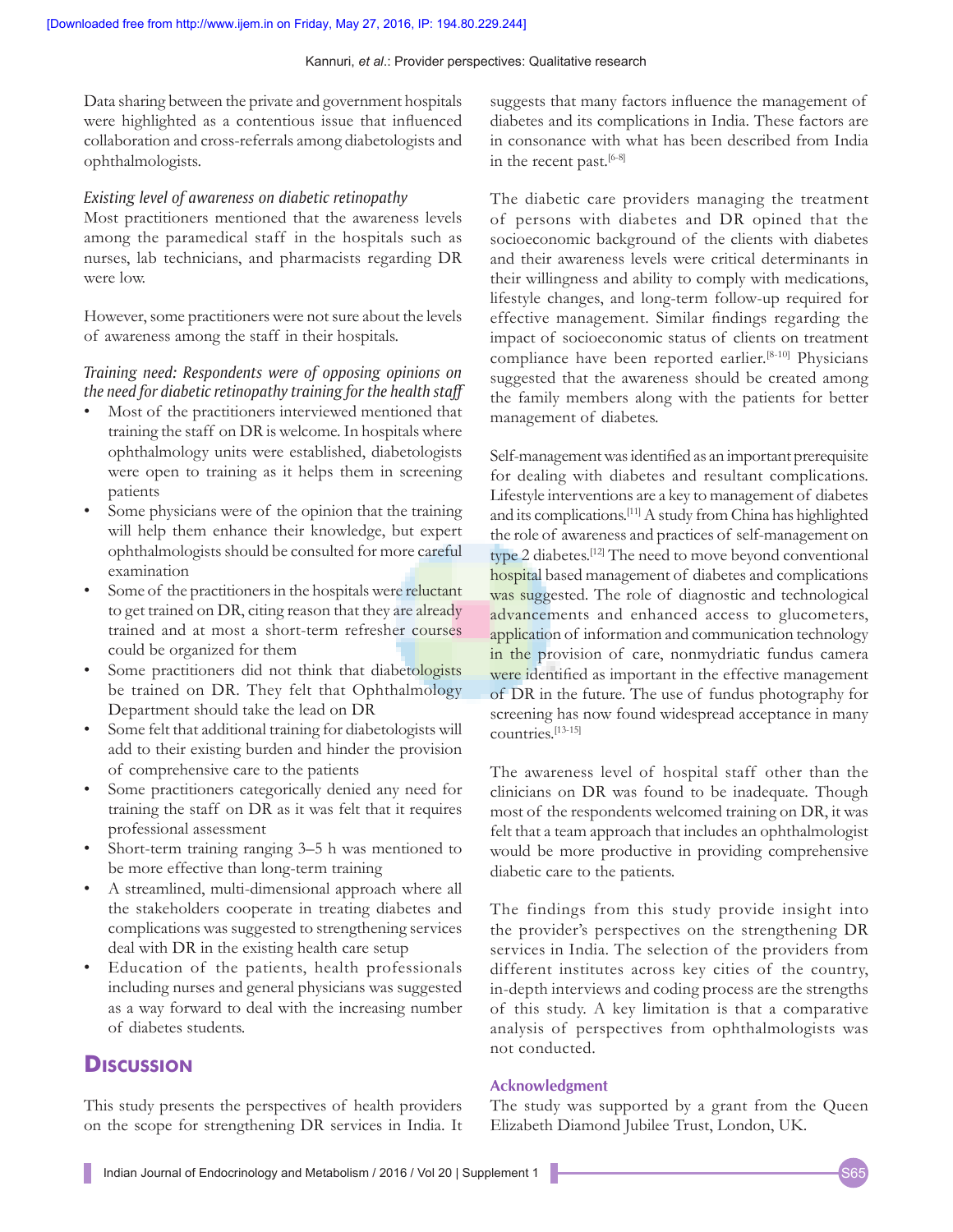Data sharing between the private and government hospitals were highlighted as a contentious issue that influenced collaboration and cross-referrals among diabetologists and ophthalmologists.

*Existing level of awareness on diabetic retinopathy*

Most practitioners mentioned that the awareness levels among the paramedical staff in the hospitals such as nurses, lab technicians, and pharmacists regarding DR were low.

However, some practitioners were not sure about the levels of awareness among the staff in their hospitals.

*Training need: Respondents were of opposing opinions on the need for diabetic retinopathy training for the health staff*

- Most of the practitioners interviewed mentioned that training the staff on DR is welcome. In hospitals where ophthalmology units were established, diabetologists were open to training as it helps them in screening patients
- Some physicians were of the opinion that the training will help them enhance their knowledge, but expert ophthalmologists should be consulted for more careful examination
- Some of the practitioners in the hospitals were reluctant to get trained on DR, citing reason that they are already trained and at most a short-term refresher courses could be organized for them
- Some practitioners did not think that diabetologists be trained on DR. They felt that Ophthalmology Department should take the lead on DR
- Some felt that additional training for diabetologists will add to their existing burden and hinder the provision of comprehensive care to the patients
- Some practitioners categorically denied any need for training the staff on DR as it was felt that it requires professional assessment
- Short-term training ranging 3–5 h was mentioned to be more effective than long-term training
- A streamlined, multi-dimensional approach where all the stakeholders cooperate in treating diabetes and complications was suggested to strengthening services deal with DR in the existing health care setup
- Education of the patients, health professionals including nurses and general physicians was suggested as a way forward to deal with the increasing number of diabetes students.

## Discussion

This study presents the perspectives of health providers on the scope for strengthening DR services in India. It suggests that many factors influence the management of diabetes and its complications in India. These factors are in consonance with what has been described from India in the recent past.[6-8]

The diabetic care providers managing the treatment of persons with diabetes and DR opined that the socioeconomic background of the clients with diabetes and their awareness levels were critical determinants in their willingness and ability to comply with medications, lifestyle changes, and long-term follow-up required for effective management. Similar findings regarding the impact of socioeconomic status of clients on treatment compliance have been reported earlier.[8-10] Physicians suggested that the awareness should be created among the family members along with the patients for better management of diabetes.

Self-management was identified as an important prerequisite for dealing with diabetes and resultant complications. Lifestyle interventions are a key to management of diabetes and its complications.[11] A study from China has highlighted the role of awareness and practices of self-management on type 2 diabetes.[12] The need to move beyond conventional hospital based management of diabetes and complications was suggested. The role of diagnostic and technological advancements and enhanced access to glucometers, application of information and communication technology in the provision of care, nonmydriatic fundus camera were identified as important in the effective management of DR in the future. The use of fundus photography for screening has now found widespread acceptance in many countries.[13-15]

The awareness level of hospital staff other than the clinicians on DR was found to be inadequate. Though most of the respondents welcomed training on DR, it was felt that a team approach that includes an ophthalmologist would be more productive in providing comprehensive diabetic care to the patients.

The findings from this study provide insight into the provider's perspectives on the strengthening DR services in India. The selection of the providers from different institutes across key cities of the country, in-depth interviews and coding process are the strengths of this study. A key limitation is that a comparative analysis of perspectives from ophthalmologists was not conducted.

### Acknowledgment

The study was supported by a grant from the Queen Elizabeth Diamond Jubilee Trust, London, UK.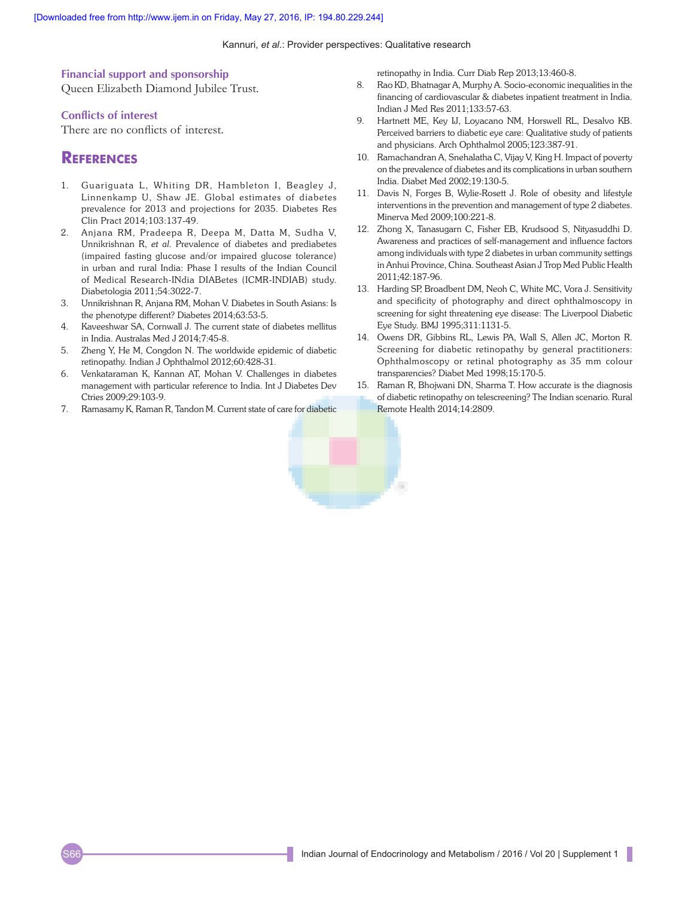### Financial support and sponsorship

Queen Elizabeth Diamond Jubilee Trust.

### Conflicts of interest

There are no conflicts of interest.

## References

1. Guariguata L, Whiting DR, Hambleton I, Beagley J, Linnenkamp U, Shaw JE. Global estimates of diabetes prevalence for 2013 and projections for 2035. Diabetes Res Clin Pract 2014;103:137-49.
2. Anjana RM, Pradeepa R, Deepa M, Datta M, Sudha V, Unnikrishnan R, *et al.* Prevalence of diabetes and prediabetes (impaired fasting glucose and/or impaired glucose tolerance) in urban and rural India: Phase I results of the Indian Council of Medical Research-INdia DIABetes (ICMR-INDIAB) study. Diabetologia 2011;54:3022-7.
3. Unnikrishnan R, Anjana RM, Mohan V. Diabetes in South Asians: Is the phenotype different? Diabetes 2014;63:53-5.
4. Kaveeshwar SA, Cornwall J. The current state of diabetes mellitus in India. Australas Med J 2014;7:45-8.
5. Zheng Y, He M, Congdon N. The worldwide epidemic of diabetic retinopathy. Indian J Ophthalmol 2012;60:428-31.
6. Venkataraman K, Kannan AT, Mohan V. Challenges in diabetes management with particular reference to India. Int J Diabetes Dev Ctries 2009;29:103-9.
7. Ramasamy K, Raman R, Tandon M. Current state of care for diabetic retinopathy in India. Curr Diab Rep 2013;13:460-8.
8. Rao KD, Bhatnagar A, Murphy A. Socio-economic inequalities in the financing of cardiovascular & diabetes inpatient treatment in India. Indian J Med Res 2011;133:57-63.
9. Hartnett ME, Key IJ, Loyacano NM, Horswell RL, Desalvo KB. Perceived barriers to diabetic eye care: Qualitative study of patients and physicians. Arch Ophthalmol 2005;123:387-91.
10. Ramachandran A, Snehalatha C, Vijay V, King H. Impact of poverty on the prevalence of diabetes and its complications in urban southern India. Diabet Med 2002;19:130-5.
11. Davis N, Forges B, Wylie-Rosett J. Role of obesity and lifestyle interventions in the prevention and management of type 2 diabetes. Minerva Med 2009;100:221-8.
12. Zhong X, Tanasugarn C, Fisher EB, Krudsood S, Nityasuddhi D. Awareness and practices of self-management and influence factors among individuals with type 2 diabetes in urban community settings in Anhui Province, China. Southeast Asian J Trop Med Public Health 2011;42:187-96.
13. Harding SP, Broadbent DM, Neoh C, White MC, Vora J. Sensitivity and specificity of photography and direct ophthalmoscopy in screening for sight threatening eye disease: The Liverpool Diabetic Eye Study. BMJ 1995;311:1131-5.
14. Owens DR, Gibbins RL, Lewis PA, Wall S, Allen JC, Morton R. Screening for diabetic retinopathy by general practitioners: Ophthalmoscopy or retinal photography as 35 mm colour transparencies? Diabet Med 1998;15:170-5.
15. Raman R, Bhojwani DN, Sharma T. How accurate is the diagnosis of diabetic retinopathy on telescreening? The Indian scenario. Rural Remote Health 2014;14:2809.